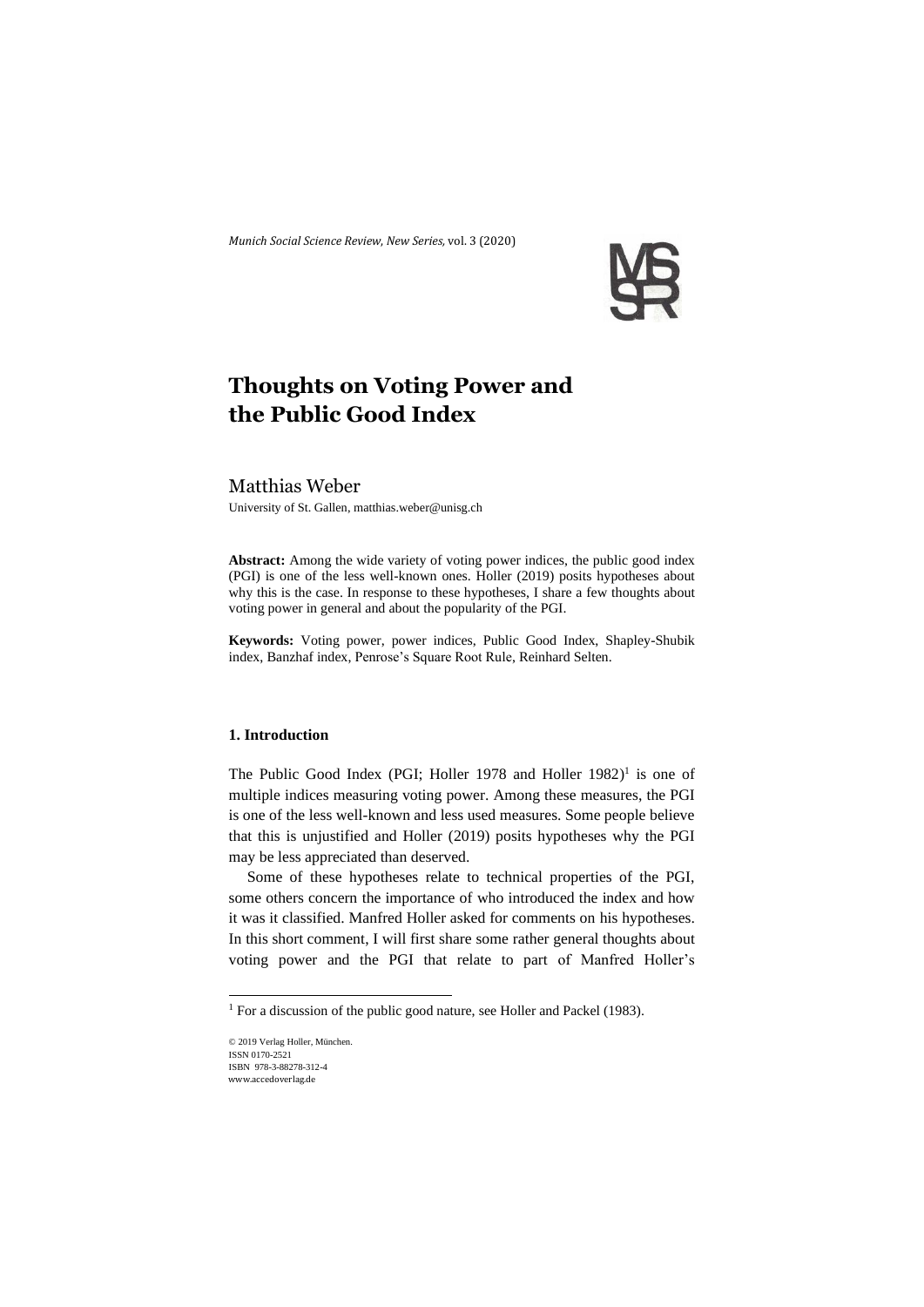*Munich Social Science Review, New Series,* vol. 3 (2020)

# Thoughts on Voting Power and the Public Good Index

Matthias Weber

University of St. Gallen, matthias.weber@unisg.ch

**Abstract:** Among the wide variety of voting power indices, the public good index (PGI) is one of the less well-known ones. Holler (2019) posits hypotheses about why this is the case. In response to these hypotheses, I share a few thoughts about voting power in general and about the popularity of the PGI.

**Keywords:** Voting power, power indices, Public Good Index, Shapley-Shubik index, Banzhaf index, Penrose's Square Root Rule, Reinhard Selten.

## 1. Introduction

The Public Good Index (PGI; Holler 1978 and Holler 1982)[1] is one of multiple indices measuring voting power. Among these measures, the PGI is one of the less well-known and less used measures. Some people believe that this is unjustified and Holler (2019) posits hypotheses why the PGI may be less appreciated than deserved.

Some of these hypotheses relate to technical properties of the PGI, some others concern the importance of who introduced the index and how it was it classified. Manfred Holler asked for comments on his hypotheses. In this short comment, I will first share some rather general thoughts about voting power and the PGI that relate to part of Manfred Holler's

[1] For a discussion of the public good nature, see Holler and Packel (1983).

© 2019 Verlag Holler, München.
ISSN 0170-2521
ISBN 978-3-88278-312-4
www.accedoverlag.de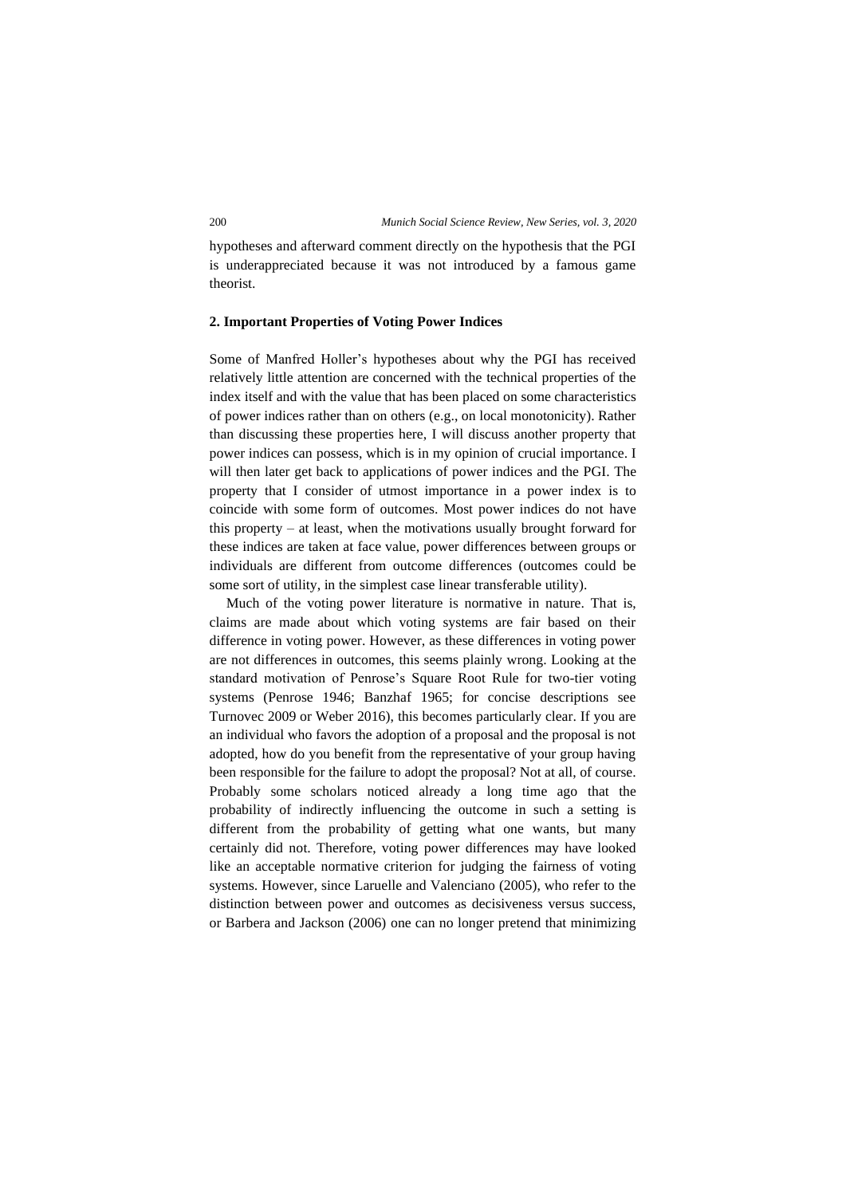hypotheses and afterward comment directly on the hypothesis that the PGI is underappreciated because it was not introduced by a famous game theorist.

## 2. Important Properties of Voting Power Indices

Some of Manfred Holler's hypotheses about why the PGI has received relatively little attention are concerned with the technical properties of the index itself and with the value that has been placed on some characteristics of power indices rather than on others (e.g., on local monotonicity). Rather than discussing these properties here, I will discuss another property that power indices can possess, which is in my opinion of crucial importance. I will then later get back to applications of power indices and the PGI. The property that I consider of utmost importance in a power index is to coincide with some form of outcomes. Most power indices do not have this property – at least, when the motivations usually brought forward for these indices are taken at face value, power differences between groups or individuals are different from outcome differences (outcomes could be some sort of utility, in the simplest case linear transferable utility).

Much of the voting power literature is normative in nature. That is, claims are made about which voting systems are fair based on their difference in voting power. However, as these differences in voting power are not differences in outcomes, this seems plainly wrong. Looking at the standard motivation of Penrose's Square Root Rule for two-tier voting systems (Penrose 1946; Banzhaf 1965; for concise descriptions see Turnovec 2009 or Weber 2016), this becomes particularly clear. If you are an individual who favors the adoption of a proposal and the proposal is not adopted, how do you benefit from the representative of your group having been responsible for the failure to adopt the proposal? Not at all, of course. Probably some scholars noticed already a long time ago that the probability of indirectly influencing the outcome in such a setting is different from the probability of getting what one wants, but many certainly did not. Therefore, voting power differences may have looked like an acceptable normative criterion for judging the fairness of voting systems. However, since Laruelle and Valenciano (2005), who refer to the distinction between power and outcomes as decisiveness versus success, or Barbera and Jackson (2006) one can no longer pretend that minimizing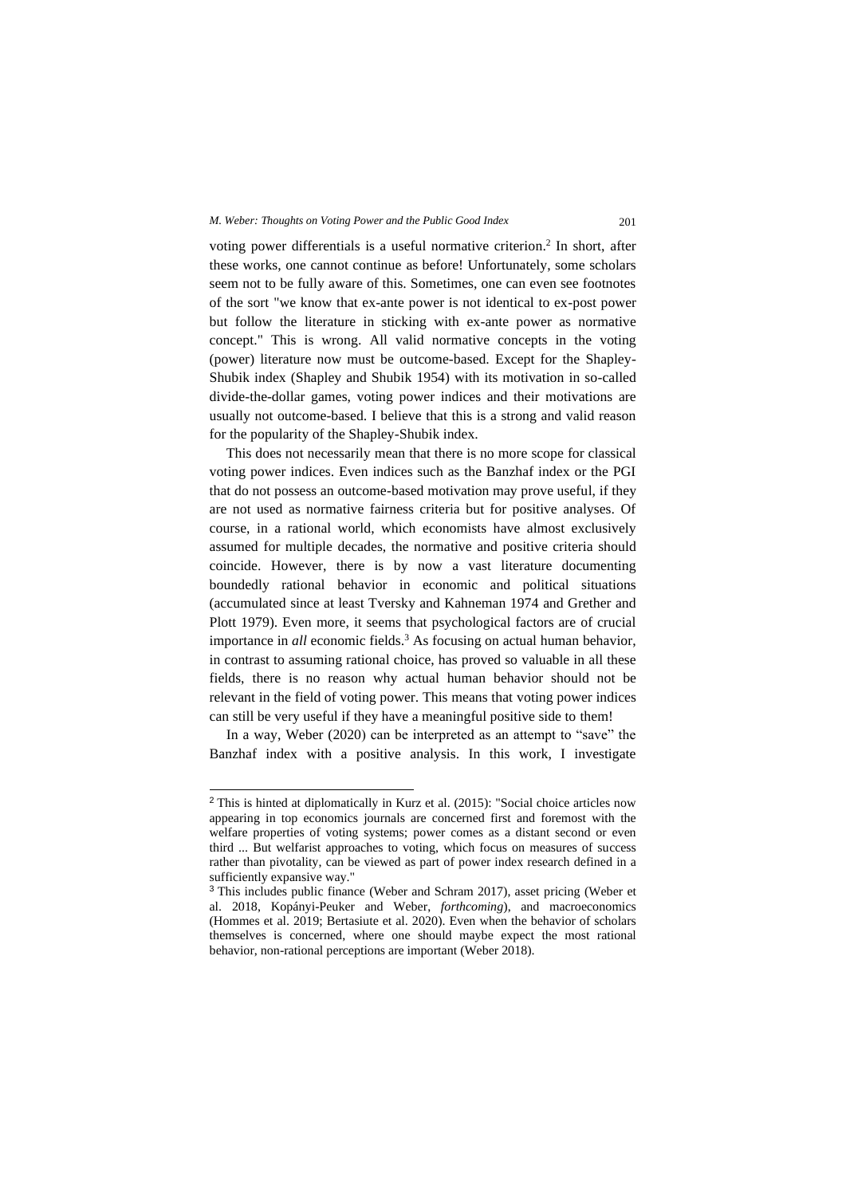voting power differentials is a useful normative criterion.[2] In short, after these works, one cannot continue as before! Unfortunately, some scholars seem not to be fully aware of this. Sometimes, one can even see footnotes of the sort "we know that ex-ante power is not identical to ex-post power but follow the literature in sticking with ex-ante power as normative concept." This is wrong. All valid normative concepts in the voting (power) literature now must be outcome-based. Except for the Shapley-Shubik index (Shapley and Shubik 1954) with its motivation in so-called divide-the-dollar games, voting power indices and their motivations are usually not outcome-based. I believe that this is a strong and valid reason for the popularity of the Shapley-Shubik index.

This does not necessarily mean that there is no more scope for classical voting power indices. Even indices such as the Banzhaf index or the PGI that do not possess an outcome-based motivation may prove useful, if they are not used as normative fairness criteria but for positive analyses. Of course, in a rational world, which economists have almost exclusively assumed for multiple decades, the normative and positive criteria should coincide. However, there is by now a vast literature documenting boundedly rational behavior in economic and political situations (accumulated since at least Tversky and Kahneman 1974 and Grether and Plott 1979). Even more, it seems that psychological factors are of crucial importance in *all* economic fields.[3] As focusing on actual human behavior, in contrast to assuming rational choice, has proved so valuable in all these fields, there is no reason why actual human behavior should not be relevant in the field of voting power. This means that voting power indices can still be very useful if they have a meaningful positive side to them!

In a way, Weber (2020) can be interpreted as an attempt to "save" the Banzhaf index with a positive analysis. In this work, I investigate

---

[2] This is hinted at diplomatically in Kurz et al. (2015): "Social choice articles now appearing in top economics journals are concerned first and foremost with the welfare properties of voting systems; power comes as a distant second or even third ... But welfarist approaches to voting, which focus on measures of success rather than pivotality, can be viewed as part of power index research defined in a sufficiently expansive way."

[3] This includes public finance (Weber and Schram 2017), asset pricing (Weber et al. 2018, Kopányi-Peuker and Weber, *forthcoming*), and macroeconomics (Hommes et al. 2019; Bertasiute et al. 2020). Even when the behavior of scholars themselves is concerned, where one should maybe expect the most rational behavior, non-rational perceptions are important (Weber 2018).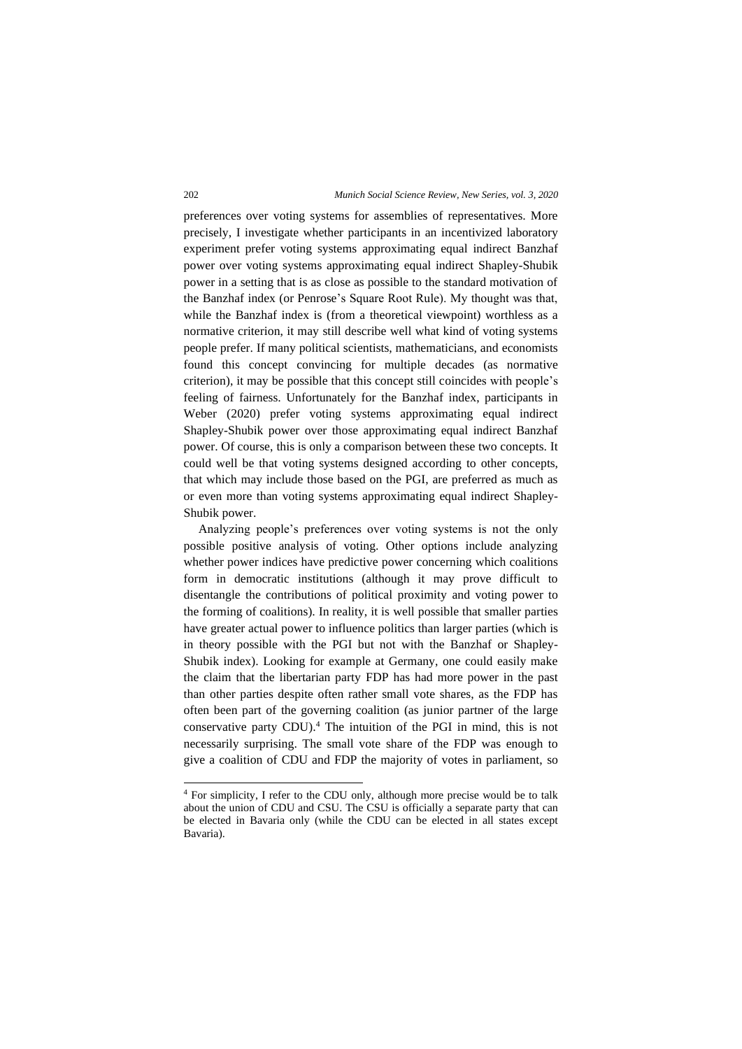preferences over voting systems for assemblies of representatives. More precisely, I investigate whether participants in an incentivized laboratory experiment prefer voting systems approximating equal indirect Banzhaf power over voting systems approximating equal indirect Shapley-Shubik power in a setting that is as close as possible to the standard motivation of the Banzhaf index (or Penrose's Square Root Rule). My thought was that, while the Banzhaf index is (from a theoretical viewpoint) worthless as a normative criterion, it may still describe well what kind of voting systems people prefer. If many political scientists, mathematicians, and economists found this concept convincing for multiple decades (as normative criterion), it may be possible that this concept still coincides with people's feeling of fairness. Unfortunately for the Banzhaf index, participants in Weber (2020) prefer voting systems approximating equal indirect Shapley-Shubik power over those approximating equal indirect Banzhaf power. Of course, this is only a comparison between these two concepts. It could well be that voting systems designed according to other concepts, that which may include those based on the PGI, are preferred as much as or even more than voting systems approximating equal indirect Shapley-Shubik power.

Analyzing people's preferences over voting systems is not the only possible positive analysis of voting. Other options include analyzing whether power indices have predictive power concerning which coalitions form in democratic institutions (although it may prove difficult to disentangle the contributions of political proximity and voting power to the forming of coalitions). In reality, it is well possible that smaller parties have greater actual power to influence politics than larger parties (which is in theory possible with the PGI but not with the Banzhaf or Shapley-Shubik index). Looking for example at Germany, one could easily make the claim that the libertarian party FDP has had more power in the past than other parties despite often rather small vote shares, as the FDP has often been part of the governing coalition (as junior partner of the large conservative party CDU).[4] The intuition of the PGI in mind, this is not necessarily surprising. The small vote share of the FDP was enough to give a coalition of CDU and FDP the majority of votes in parliament, so

---

[4] For simplicity, I refer to the CDU only, although more precise would be to talk about the union of CDU and CSU. The CSU is officially a separate party that can be elected in Bavaria only (while the CDU can be elected in all states except Bavaria).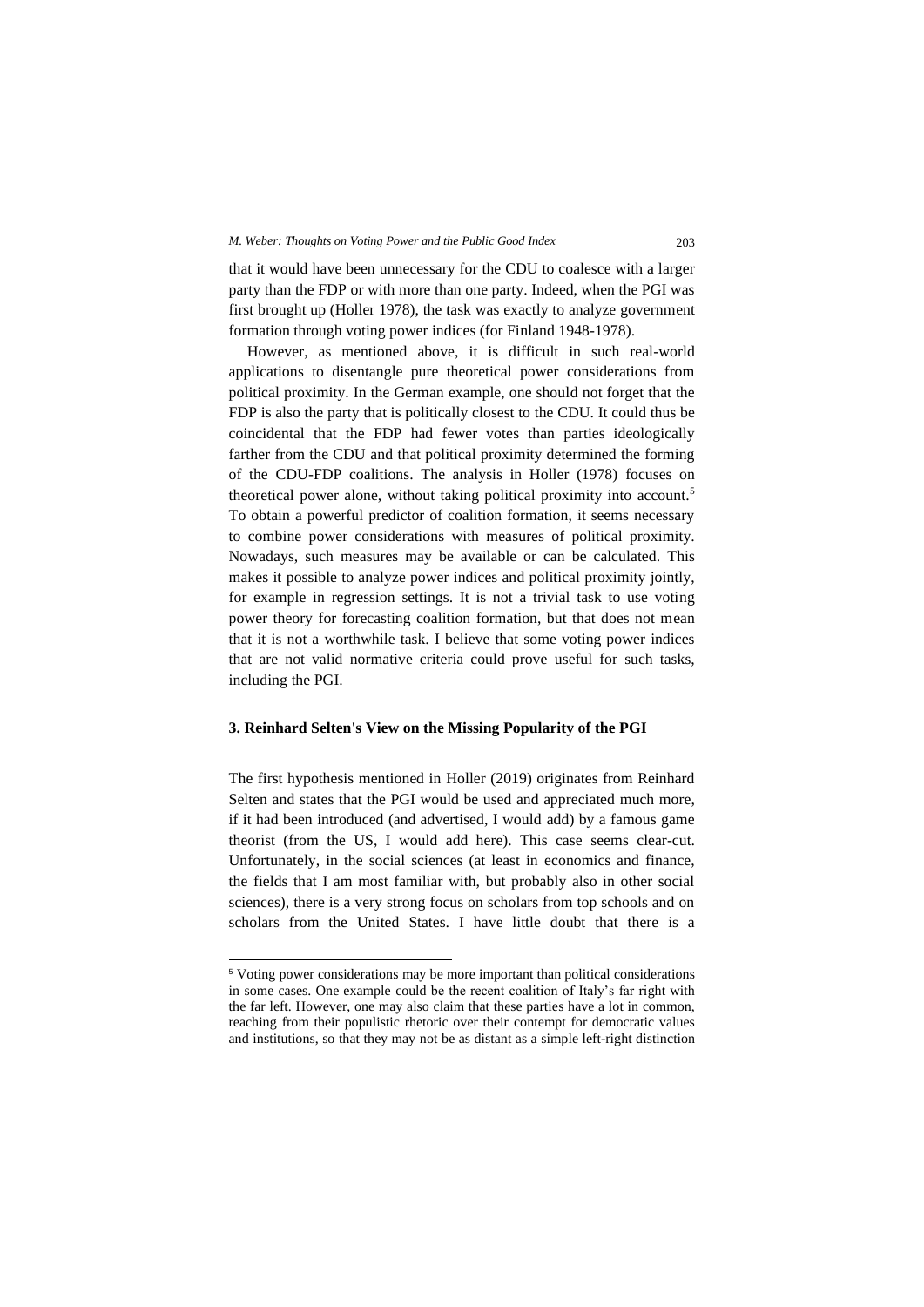that it would have been unnecessary for the CDU to coalesce with a larger party than the FDP or with more than one party. Indeed, when the PGI was first brought up (Holler 1978), the task was exactly to analyze government formation through voting power indices (for Finland 1948-1978).

However, as mentioned above, it is difficult in such real-world applications to disentangle pure theoretical power considerations from political proximity. In the German example, one should not forget that the FDP is also the party that is politically closest to the CDU. It could thus be coincidental that the FDP had fewer votes than parties ideologically farther from the CDU and that political proximity determined the forming of the CDU-FDP coalitions. The analysis in Holler (1978) focuses on theoretical power alone, without taking political proximity into account.[5] To obtain a powerful predictor of coalition formation, it seems necessary to combine power considerations with measures of political proximity. Nowadays, such measures may be available or can be calculated. This makes it possible to analyze power indices and political proximity jointly, for example in regression settings. It is not a trivial task to use voting power theory for forecasting coalition formation, but that does not mean that it is not a worthwhile task. I believe that some voting power indices that are not valid normative criteria could prove useful for such tasks, including the PGI.

### 3. Reinhard Selten's View on the Missing Popularity of the PGI

The first hypothesis mentioned in Holler (2019) originates from Reinhard Selten and states that the PGI would be used and appreciated much more, if it had been introduced (and advertised, I would add) by a famous game theorist (from the US, I would add here). This case seems clear-cut. Unfortunately, in the social sciences (at least in economics and finance, the fields that I am most familiar with, but probably also in other social sciences), there is a very strong focus on scholars from top schools and on scholars from the United States. I have little doubt that there is a

[5] Voting power considerations may be more important than political considerations in some cases. One example could be the recent coalition of Italy's far right with the far left. However, one may also claim that these parties have a lot in common, reaching from their populistic rhetoric over their contempt for democratic values and institutions, so that they may not be as distant as a simple left-right distinction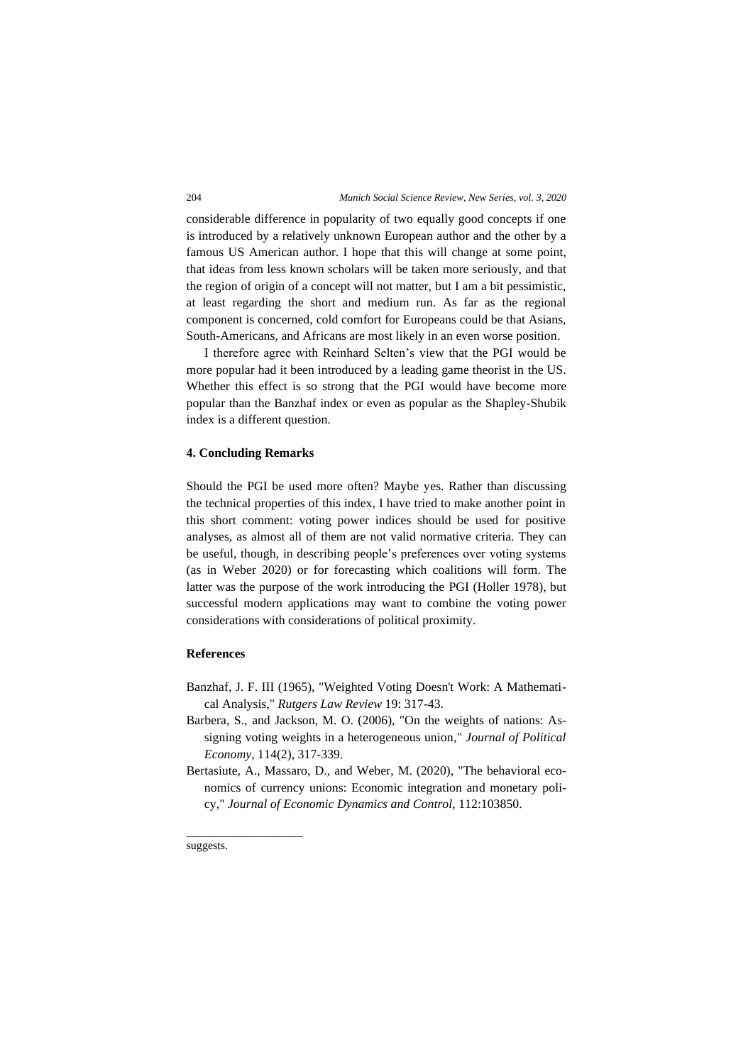considerable difference in popularity of two equally good concepts if one is introduced by a relatively unknown European author and the other by a famous US American author. I hope that this will change at some point, that ideas from less known scholars will be taken more seriously, and that the region of origin of a concept will not matter, but I am a bit pessimistic, at least regarding the short and medium run. As far as the regional component is concerned, cold comfort for Europeans could be that Asians, South-Americans, and Africans are most likely in an even worse position.

I therefore agree with Reinhard Selten's view that the PGI would be more popular had it been introduced by a leading game theorist in the US. Whether this effect is so strong that the PGI would have become more popular than the Banzhaf index or even as popular as the Shapley-Shubik index is a different question.

### 4. Concluding Remarks

Should the PGI be used more often? Maybe yes. Rather than discussing the technical properties of this index, I have tried to make another point in this short comment: voting power indices should be used for positive analyses, as almost all of them are not valid normative criteria. They can be useful, though, in describing people's preferences over voting systems (as in Weber 2020) or for forecasting which coalitions will form. The latter was the purpose of the work introducing the PGI (Holler 1978), but successful modern applications may want to combine the voting power considerations with considerations of political proximity.

### References

- Banzhaf, J. F. III (1965), "Weighted Voting Doesn't Work: A Mathematical Analysis," *Rutgers Law Review* 19: 317-43.
- Barbera, S., and Jackson, M. O. (2006), "On the weights of nations: Assigning voting weights in a heterogeneous union," *Journal of Political Economy*, 114(2), 317-339.
- Bertasiute, A., Massaro, D., and Weber, M. (2020), "The behavioral economics of currency unions: Economic integration and monetary policy," *Journal of Economic Dynamics and Control*, 112:103850.

---

suggests.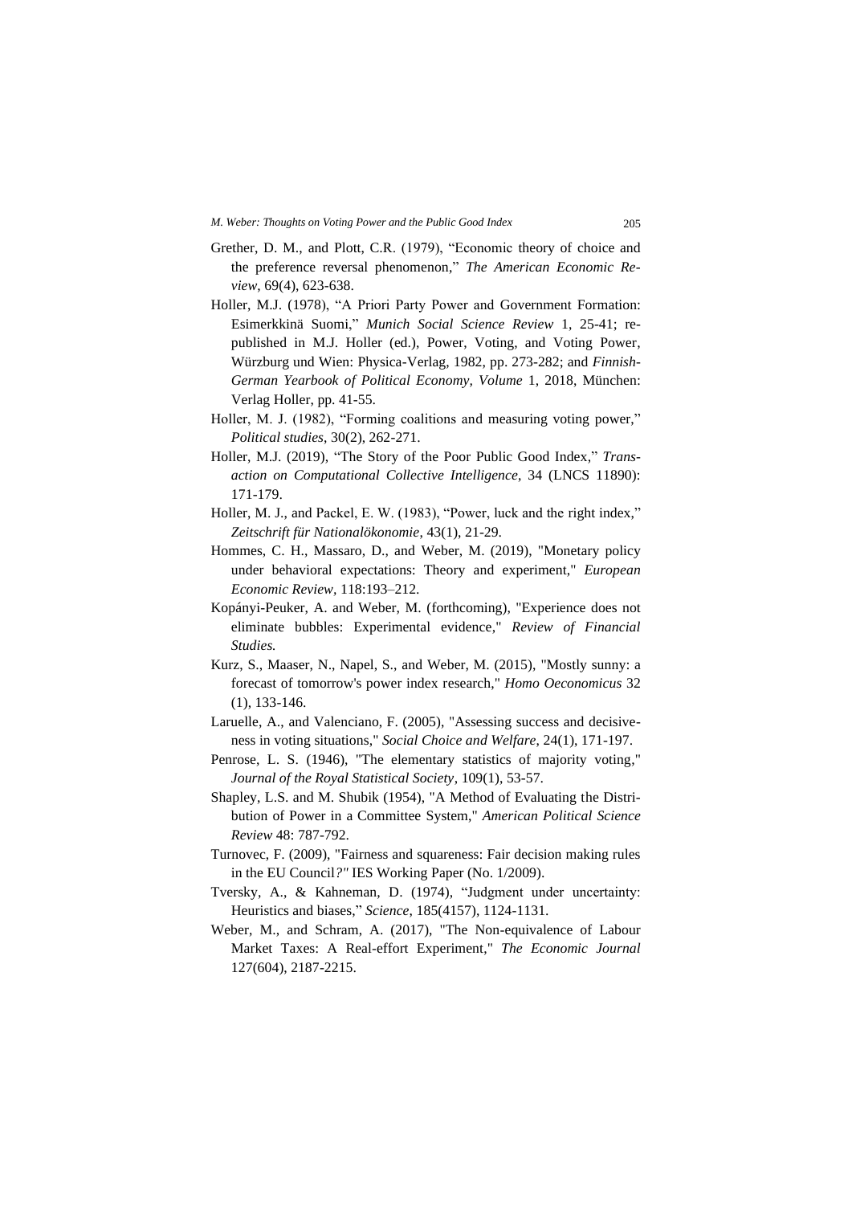Grether, D. M., and Plott, C.R. (1979), "Economic theory of choice and the preference reversal phenomenon," *The American Economic Review*, 69(4), 623-638.

Holler, M.J. (1978), "A Priori Party Power and Government Formation: Esimerkkinä Suomi," *Munich Social Science Review* 1, 25-41; republished in M.J. Holler (ed.), Power, Voting, and Voting Power, Würzburg und Wien: Physica-Verlag, 1982, pp. 273-282; and *Finnish-German Yearbook of Political Economy, Volume* 1, 2018, München: Verlag Holler, pp. 41-55.

Holler, M. J. (1982), "Forming coalitions and measuring voting power," *Political studies*, 30(2), 262-271.

Holler, M.J. (2019), "The Story of the Poor Public Good Index," *Transaction on Computational Collective Intelligence*, 34 (LNCS 11890): 171-179.

Holler, M. J., and Packel, E. W. (1983), "Power, luck and the right index," *Zeitschrift für Nationalökonomie*, 43(1), 21-29.

Hommes, C. H., Massaro, D., and Weber, M. (2019), "Monetary policy under behavioral expectations: Theory and experiment," *European Economic Review*, 118:193–212.

Kopányi-Peuker, A. and Weber, M. (forthcoming), "Experience does not eliminate bubbles: Experimental evidence," *Review of Financial Studies.*

Kurz, S., Maaser, N., Napel, S., and Weber, M. (2015), "Mostly sunny: a forecast of tomorrow's power index research," *Homo Oeconomicus* 32 (1), 133-146.

Laruelle, A., and Valenciano, F. (2005), "Assessing success and decisiveness in voting situations," *Social Choice and Welfare*, 24(1), 171-197.

Penrose, L. S. (1946), "The elementary statistics of majority voting," *Journal of the Royal Statistical Society*, 109(1), 53-57.

Shapley, L.S. and M. Shubik (1954), "A Method of Evaluating the Distribution of Power in a Committee System," *American Political Science Review* 48: 787-792.

Turnovec, F. (2009), "Fairness and squareness: Fair decision making rules in the EU Council*?"* IES Working Paper (No. 1/2009).

Tversky, A., & Kahneman, D. (1974), "Judgment under uncertainty: Heuristics and biases," *Science*, 185(4157), 1124-1131.

Weber, M., and Schram, A. (2017), "The Non-equivalence of Labour Market Taxes: A Real-effort Experiment," *The Economic Journal* 127(604), 2187-2215.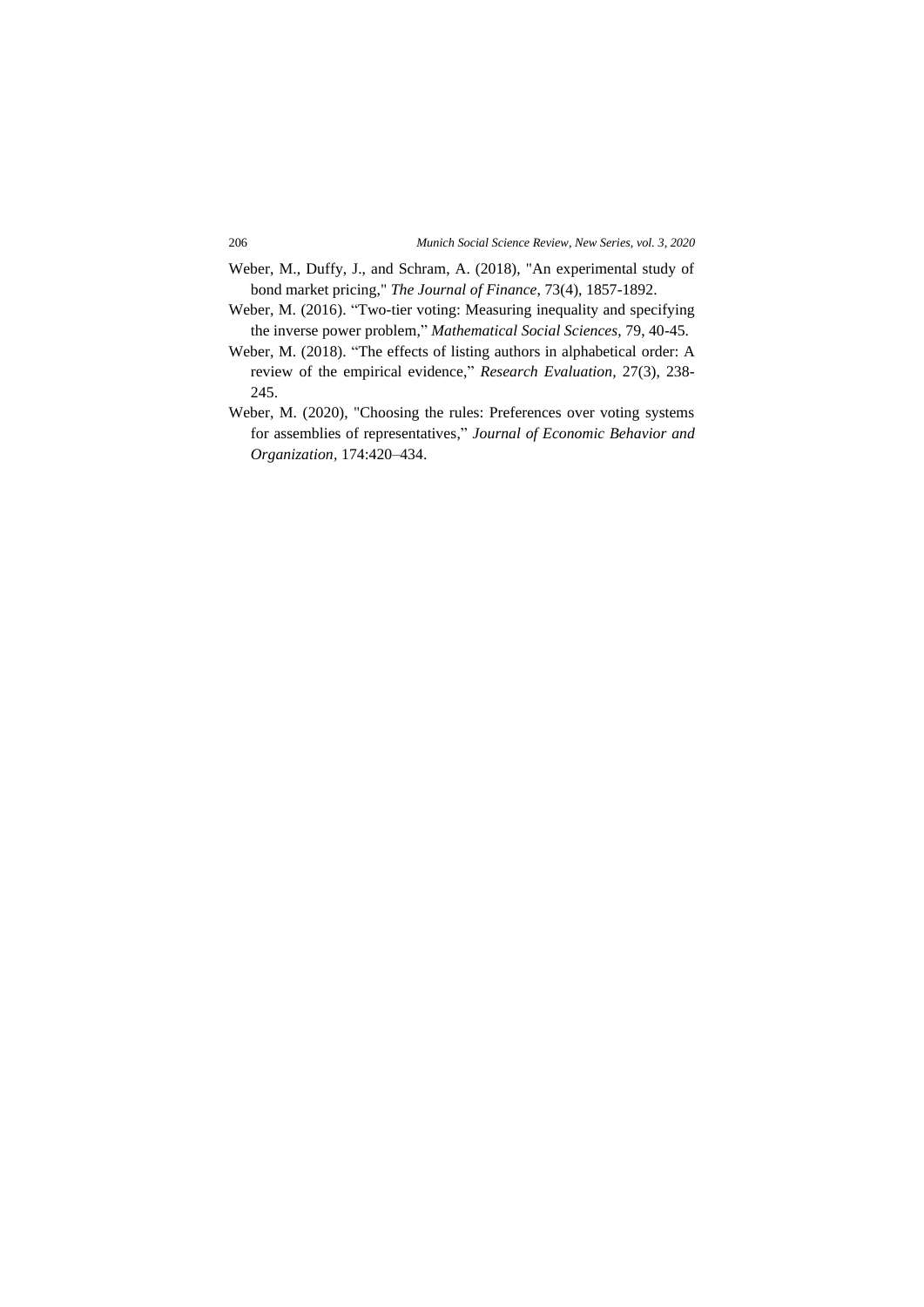Weber, M., Duffy, J., and Schram, A. (2018), "An experimental study of bond market pricing," *The Journal of Finance*, 73(4), 1857-1892.

Weber, M. (2016). "Two-tier voting: Measuring inequality and specifying the inverse power problem," *Mathematical Social Sciences*, 79, 40-45.

Weber, M. (2018). "The effects of listing authors in alphabetical order: A review of the empirical evidence," *Research Evaluation*, 27(3), 238-245.

Weber, M. (2020), "Choosing the rules: Preferences over voting systems for assemblies of representatives," *Journal of Economic Behavior and Organization*, 174:420–434.